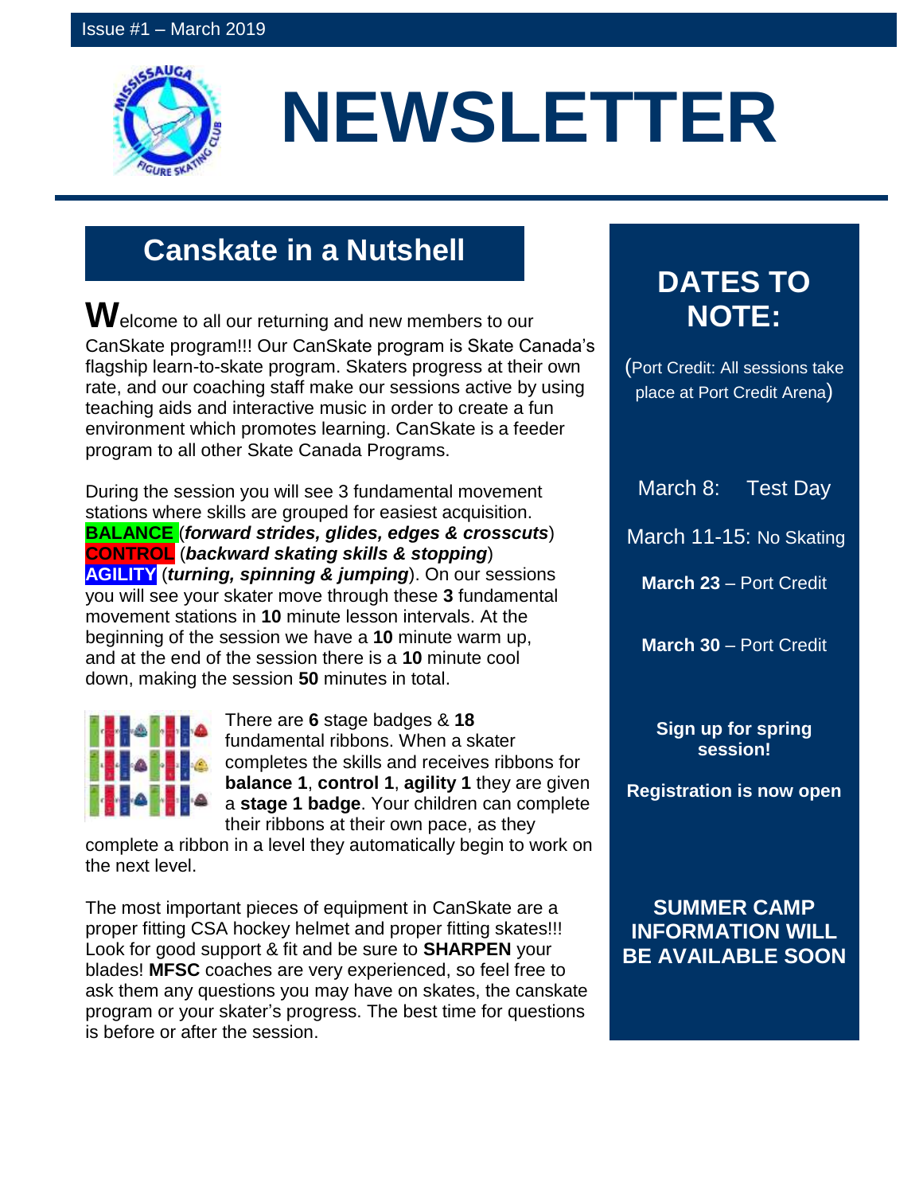Issue #1 – March 2019

# NEWSLETTER

## Canskate in a Nutshell

Welcome to all our returning and new members to our CanSkate program!!! Our CanSkate program is Skate Canada's flagship learn-to-skate program. Skaters progress at their own rate, and our coaching staff make our sessions active by using teaching aids and interactive music in order to create a fun environment which promotes learning. CanSkate is a feeder program to all other Skate Canada Programs.

During the session you will see 3 fundamental movement stations where skills are grouped for easiest acquisition.
**BALANCE** (***forward strides, glides, edges & crosscuts***)
**CONTROL** (***backward skating skills & stopping***)
**AGILITY** (***turning, spinning & jumping***). On our sessions you will see your skater move through these **3** fundamental movement stations in **10** minute lesson intervals. At the beginning of the session we have a **10** minute warm up, and at the end of the session there is a **10** minute cool down, making the session **50** minutes in total.

There are **6** stage badges & **18** fundamental ribbons. When a skater completes the skills and receives ribbons for **balance 1**, **control 1**, **agility 1** they are given a **stage 1 badge**. Your children can complete their ribbons at their own pace, as they complete a ribbon in a level they automatically begin to work on the next level.

The most important pieces of equipment in CanSkate are a proper fitting CSA hockey helmet and proper fitting skates!!! Look for good support & fit and be sure to **SHARPEN** your blades! **MFSC** coaches are very experienced, so feel free to ask them any questions you may have on skates, the canskate program or your skater's progress. The best time for questions is before or after the session.

## DATES TO NOTE:

(Port Credit: All sessions take place at Port Credit Arena)

March 8: Test Day

March 11-15: No Skating

**March 23** – Port Credit

**March 30** – Port Credit

**Sign up for spring session!**

**Registration is now open**

**SUMMER CAMP INFORMATION WILL BE AVAILABLE SOON**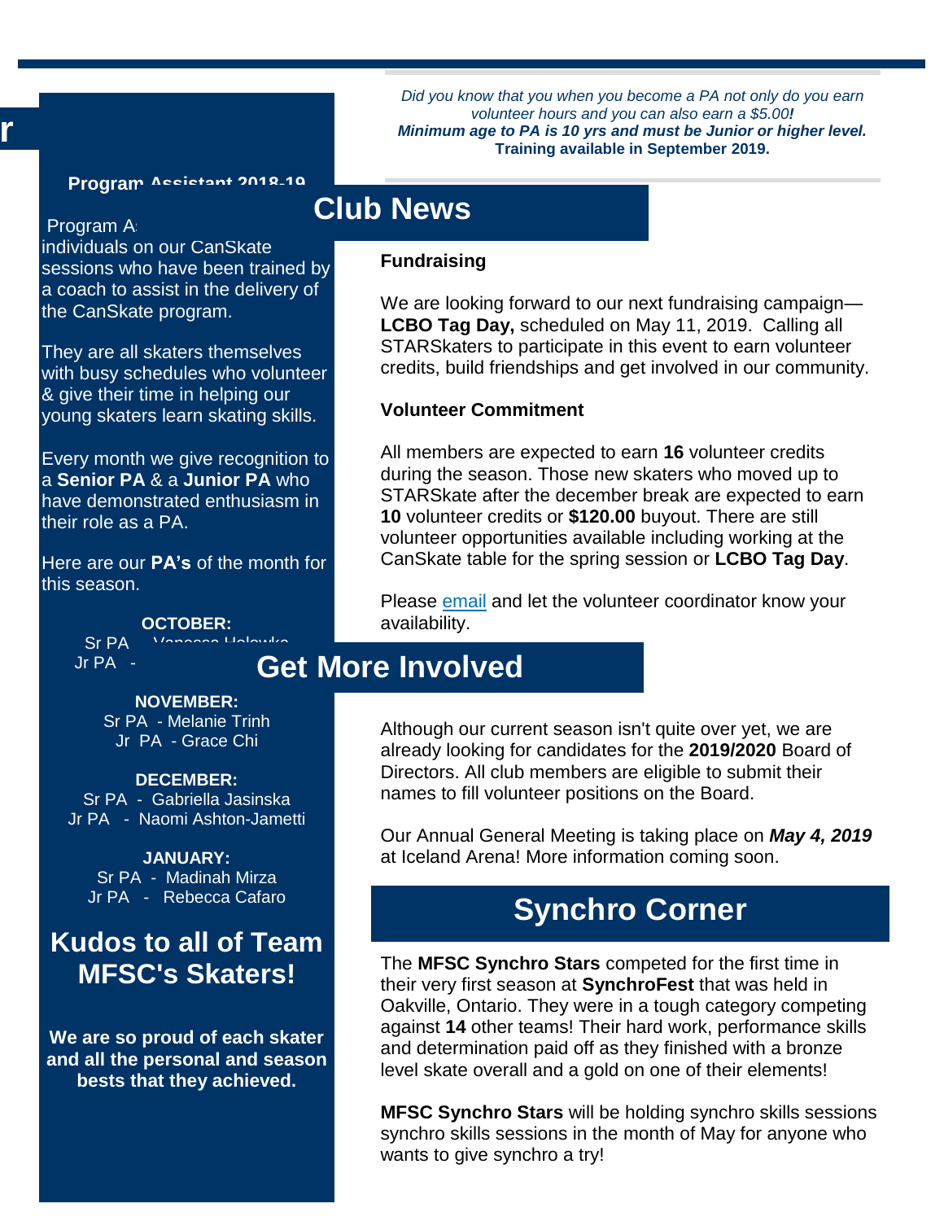r

*Did you know that you when you become a PA not only do you earn volunteer hours and you can also earn a $5.00!*
***Minimum age to PA is 10 yrs and must be Junior or higher level.***
**Training available in September 2019.**

**Program Assistant 2018-19**

Program A individuals on our CanSkate sessions who have been trained by a coach to assist in the delivery of the CanSkate program.

They are all skaters themselves with busy schedules who volunteer & give their time in helping our young skaters learn skating skills.

Every month we give recognition to a **Senior PA** & a **Junior PA** who have demonstrated enthusiasm in their role as a PA.

Here are our **PA's** of the month for this season.

**OCTOBER:**
Sr PA - Vanessa Holowko
Jr PA -

**NOVEMBER:**
Sr PA - Melanie Trinh
Jr PA - Grace Chi

**DECEMBER:**
Sr PA - Gabriella Jasinska
Jr PA - Naomi Ashton-Jametti

**JANUARY:**
Sr PA - Madinah Mirza
Jr PA - Rebecca Cafaro

## Kudos to all of Team MFSC's Skaters!

**We are so proud of each skater and all the personal and season bests that they achieved.**

## Club News

**Fundraising**

We are looking forward to our next fundraising campaign—**LCBO Tag Day,** scheduled on May 11, 2019. Calling all STARSkaters to participate in this event to earn volunteer credits, build friendships and get involved in our community.

**Volunteer Commitment**

All members are expected to earn **16** volunteer credits during the season. Those new skaters who moved up to STARSkate after the december break are expected to earn **10** volunteer credits or **$120.00** buyout. There are still volunteer opportunities available including working at the CanSkate table for the spring session or **LCBO Tag Day**.

Please email and let the volunteer coordinator know your availability.

## Get More Involved

Although our current season isn't quite over yet, we are already looking for candidates for the **2019/2020** Board of Directors. All club members are eligible to submit their names to fill volunteer positions on the Board.

Our Annual General Meeting is taking place on ***May 4, 2019*** at Iceland Arena! More information coming soon.

## Synchro Corner

The **MFSC Synchro Stars** competed for the first time in their very first season at **SynchroFest** that was held in Oakville, Ontario. They were in a tough category competing against **14** other teams! Their hard work, performance skills and determination paid off as they finished with a bronze level skate overall and a gold on one of their elements!

**MFSC Synchro Stars** will be holding synchro skills sessions synchro skills sessions in the month of May for anyone who wants to give synchro a try!